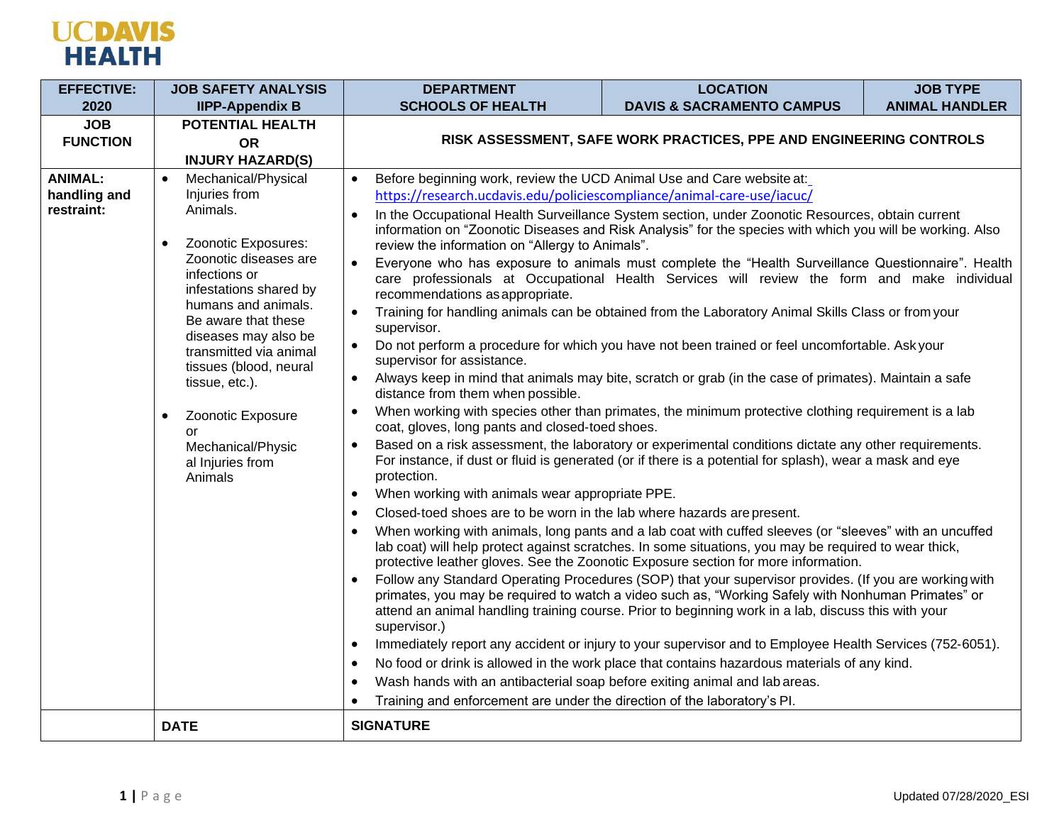UCDAVIS HEALTH

| EFFECTIVE: 2020 | JOB SAFETY ANALYSIS IIPP-Appendix B | DEPARTMENT SCHOOLS OF HEALTH | LOCATION DAVIS & SACRAMENTO CAMPUS | JOB TYPE ANIMAL HANDLER |
|---|---|---|---|---|
| **JOB FUNCTION** | **POTENTIAL HEALTH OR INJURY HAZARD(S)** | **RISK ASSESSMENT, SAFE WORK PRACTICES, PPE AND ENGINEERING CONTROLS** | | |
| **ANIMAL: handling and restraint:** | • Mechanical/Physical Injuries from Animals.<br><br>• Zoonotic Exposures: Zoonotic diseases are infections or infestations shared by humans and animals. Be aware that these diseases may also be transmitted via animal tissues (blood, neural tissue, etc.).<br><br>• Zoonotic Exposure or Mechanical/Physical Injuries from Animals | • Before beginning work, review the UCD Animal Use and Care website at: https://research.ucdavis.edu/policiescompliance/animal-care-use/iacuc/<br>• In the Occupational Health Surveillance System section, under Zoonotic Resources, obtain current information on "Zoonotic Diseases and Risk Analysis" for the species with which you will be working. Also review the information on "Allergy to Animals".<br>• Everyone who has exposure to animals must complete the "Health Surveillance Questionnaire". Health care professionals at Occupational Health Services will review the form and make individual recommendations as appropriate.<br>• Training for handling animals can be obtained from the Laboratory Animal Skills Class or from your supervisor.<br>• Do not perform a procedure for which you have not been trained or feel uncomfortable. Ask your supervisor for assistance.<br>• Always keep in mind that animals may bite, scratch or grab (in the case of primates). Maintain a safe distance from them when possible.<br>• When working with species other than primates, the minimum protective clothing requirement is a lab coat, gloves, long pants and closed-toed shoes.<br>• Based on a risk assessment, the laboratory or experimental conditions dictate any other requirements. For instance, if dust or fluid is generated (or if there is a potential for splash), wear a mask and eye protection.<br>• When working with animals wear appropriate PPE.<br>• Closed-toed shoes are to be worn in the lab where hazards are present.<br>• When working with animals, long pants and a lab coat with cuffed sleeves (or "sleeves" with an uncuffed lab coat) will help protect against scratches. In some situations, you may be required to wear thick, protective leather gloves. See the Zoonotic Exposure section for more information.<br>• Follow any Standard Operating Procedures (SOP) that your supervisor provides. (If you are working with primates, you may be required to watch a video such as, "Working Safely with Nonhuman Primates" or attend an animal handling training course. Prior to beginning work in a lab, discuss this with your supervisor.)<br>• Immediately report any accident or injury to your supervisor and to Employee Health Services (752-6051).<br>• No food or drink is allowed in the work place that contains hazardous materials of any kind.<br>• Wash hands with an antibacterial soap before exiting animal and lab areas.<br>• Training and enforcement are under the direction of the laboratory's PI. | | |
| | **DATE** | **SIGNATURE** | | |

Updated 07/28/2020_ESI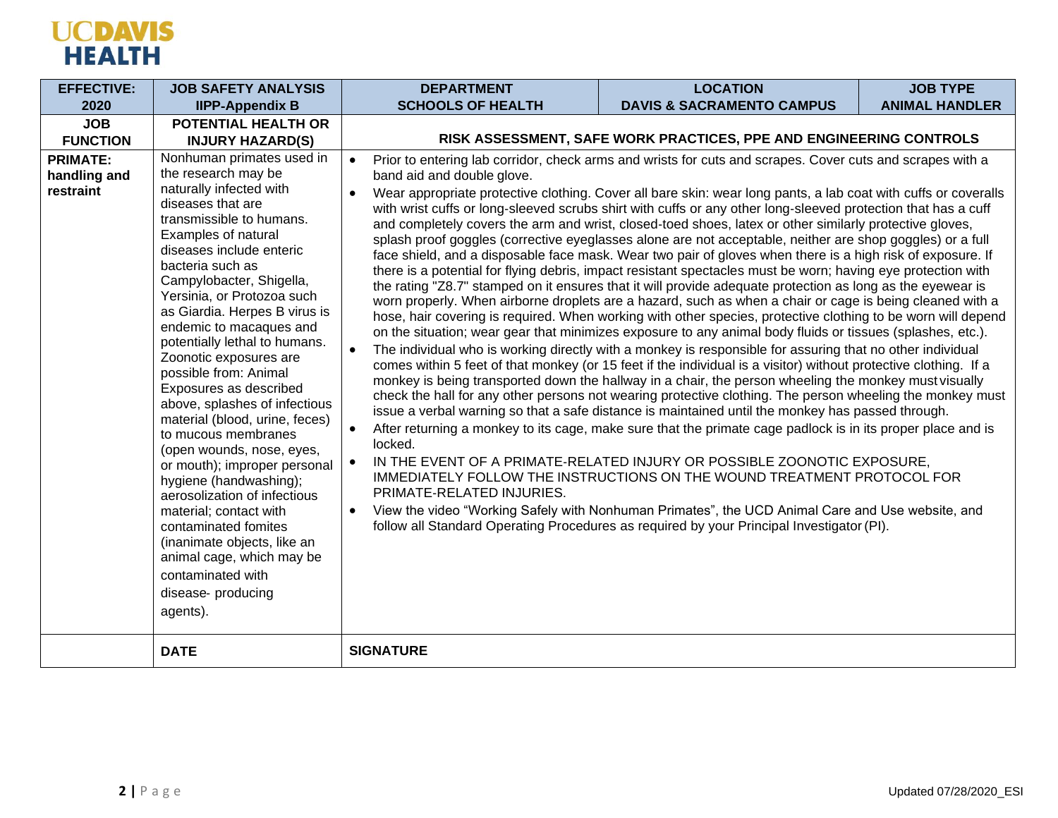UCDAVIS HEALTH

| EFFECTIVE: 2020 | JOB SAFETY ANALYSIS IIPP-Appendix B | DEPARTMENT SCHOOLS OF HEALTH | LOCATION DAVIS & SACRAMENTO CAMPUS | JOB TYPE ANIMAL HANDLER |
|---|---|---|---|---|
| **JOB FUNCTION** | **POTENTIAL HEALTH OR INJURY HAZARD(S)** | **RISK ASSESSMENT, SAFE WORK PRACTICES, PPE AND ENGINEERING CONTROLS** | | |
| **PRIMATE: handling and restraint** | Nonhuman primates used in the research may be naturally infected with diseases that are transmissible to humans. Examples of natural diseases include enteric bacteria such as Campylobacter, Shigella, Yersinia, or Protozoa such as Giardia. Herpes B virus is endemic to macaques and potentially lethal to humans. Zoonotic exposures are possible from: Animal Exposures as described above, splashes of infectious material (blood, urine, feces) to mucous membranes (open wounds, nose, eyes, or mouth); improper personal hygiene (handwashing); aerosolization of infectious material; contact with contaminated fomites (inanimate objects, like an animal cage, which may be contaminated with disease- producing agents). | • Prior to entering lab corridor, check arms and wrists for cuts and scrapes. Cover cuts and scrapes with a band aid and double glove.<br>• Wear appropriate protective clothing. Cover all bare skin: wear long pants, a lab coat with cuffs or coveralls with wrist cuffs or long-sleeved scrubs shirt with cuffs or any other long-sleeved protection that has a cuff and completely covers the arm and wrist, closed-toed shoes, latex or other similarly protective gloves, splash proof goggles (corrective eyeglasses alone are not acceptable, neither are shop goggles) or a full face shield, and a disposable face mask. Wear two pair of gloves when there is a high risk of exposure. If there is a potential for flying debris, impact resistant spectacles must be worn; having eye protection with the rating "Z8.7" stamped on it ensures that it will provide adequate protection as long as the eyewear is worn properly. When airborne droplets are a hazard, such as when a chair or cage is being cleaned with a hose, hair covering is required. When working with other species, protective clothing to be worn will depend on the situation; wear gear that minimizes exposure to any animal body fluids or tissues (splashes, etc.).<br>• The individual who is working directly with a monkey is responsible for assuring that no other individual comes within 5 feet of that monkey (or 15 feet if the individual is a visitor) without protective clothing. If a monkey is being transported down the hallway in a chair, the person wheeling the monkey must visually check the hall for any other persons not wearing protective clothing. The person wheeling the monkey must issue a verbal warning so that a safe distance is maintained until the monkey has passed through.<br>• After returning a monkey to its cage, make sure that the primate cage padlock is in its proper place and is locked.<br>• IN THE EVENT OF A PRIMATE-RELATED INJURY OR POSSIBLE ZOONOTIC EXPOSURE, IMMEDIATELY FOLLOW THE INSTRUCTIONS ON THE WOUND TREATMENT PROTOCOL FOR PRIMATE-RELATED INJURIES.<br>• View the video "Working Safely with Nonhuman Primates", the UCD Animal Care and Use website, and follow all Standard Operating Procedures as required by your Principal Investigator (PI). | | |
| | **DATE** | **SIGNATURE** | | |

Updated 07/28/2020_ESI